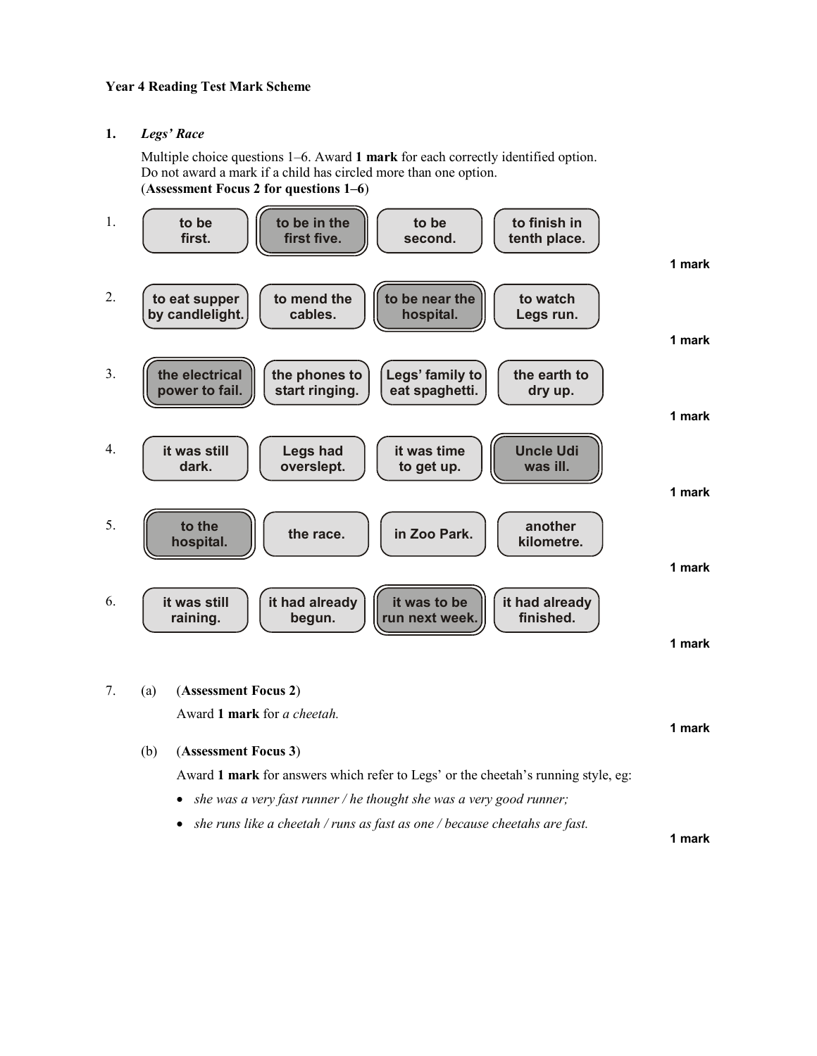**Year 4 Reading Test Mark Scheme**

**1.** *Legs' Race*

Multiple choice questions 1–6. Award **1 mark** for each correctly identified option. Do not award a mark if a child has circled more than one option.
(**Assessment Focus 2 for questions 1–6**)

| | | | | | |
|---|---|---|---|---|---|
| 1. | to be first. | **to be in the first five.** | to be second. | to finish in tenth place. | **1 mark** |
| 2. | to eat supper by candlelight. | to mend the cables. | **to be near the hospital.** | to watch Legs run. | **1 mark** |
| 3. | **the electrical power to fail.** | the phones to start ringing. | Legs' family to eat spaghetti. | the earth to dry up. | **1 mark** |
| 4. | it was still dark. | Legs had overslept. | it was time to get up. | **Uncle Udi was ill.** | **1 mark** |
| 5. | **to the hospital.** | the race. | in Zoo Park. | another kilometre. | **1 mark** |
| 6. | it was still raining. | it had already begun. | **it was to be run next week.** | it had already finished. | **1 mark** |

7. (a) (**Assessment Focus 2**)

Award **1 mark** for *a cheetah.*

**1 mark**

(b) (**Assessment Focus 3**)

Award **1 mark** for answers which refer to Legs' or the cheetah's running style, eg:

- *she was a very fast runner / he thought she was a very good runner;*
- *she runs like a cheetah / runs as fast as one / because cheetahs are fast.*

**1 mark**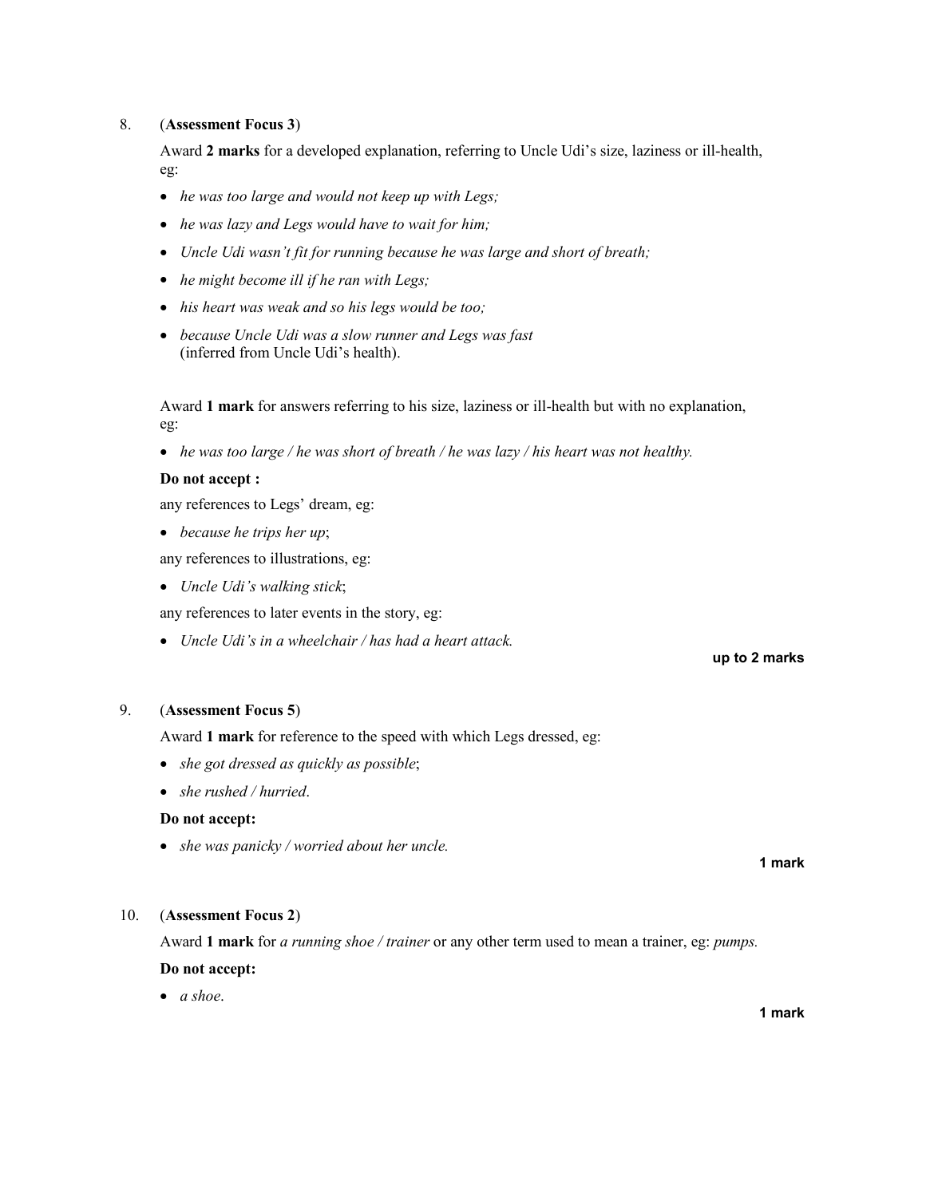8. (**Assessment Focus 3**)

Award **2 marks** for a developed explanation, referring to Uncle Udi's size, laziness or ill-health, eg:

- *he was too large and would not keep up with Legs;*
- *he was lazy and Legs would have to wait for him;*
- *Uncle Udi wasn't fit for running because he was large and short of breath;*
- *he might become ill if he ran with Legs;*
- *his heart was weak and so his legs would be too;*
- *because Uncle Udi was a slow runner and Legs was fast* (inferred from Uncle Udi's health).

Award **1 mark** for answers referring to his size, laziness or ill-health but with no explanation, eg:

- *he was too large / he was short of breath / he was lazy / his heart was not healthy.*

**Do not accept :**

any references to Legs' dream, eg:

- *because he trips her up*;

any references to illustrations, eg:

- *Uncle Udi's walking stick*;

any references to later events in the story, eg:

- *Uncle Udi's in a wheelchair / has had a heart attack.*

**up to 2 marks**

9. (**Assessment Focus 5**)

Award **1 mark** for reference to the speed with which Legs dressed, eg:

- *she got dressed as quickly as possible*;
- *she rushed / hurried*.

**Do not accept:**

- *she was panicky / worried about her uncle.*

**1 mark**

10. (**Assessment Focus 2**)

Award **1 mark** for *a running shoe / trainer* or any other term used to mean a trainer, eg: *pumps.*

**Do not accept:**

- *a shoe*.

**1 mark**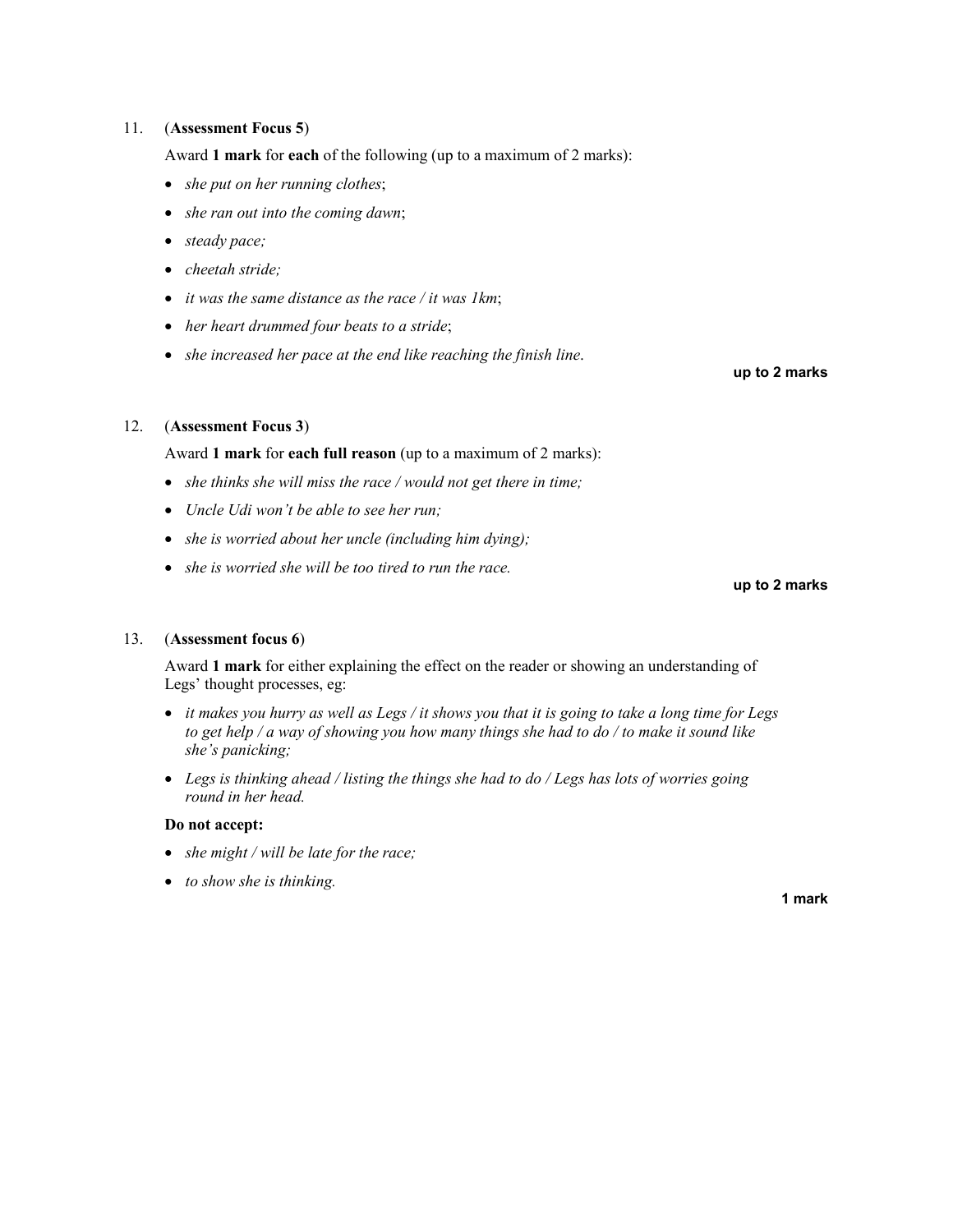11. (**Assessment Focus 5**)

Award **1 mark** for **each** of the following (up to a maximum of 2 marks):

- *she put on her running clothes*;
- *she ran out into the coming dawn*;
- *steady pace;*
- *cheetah stride;*
- *it was the same distance as the race / it was 1km*;
- *her heart drummed four beats to a stride*;
- *she increased her pace at the end like reaching the finish line*.

**up to 2 marks**

12. (**Assessment Focus 3**)

Award **1 mark** for **each full reason** (up to a maximum of 2 marks):

- *she thinks she will miss the race / would not get there in time;*
- *Uncle Udi won't be able to see her run;*
- *she is worried about her uncle (including him dying);*
- *she is worried she will be too tired to run the race.*

**up to 2 marks**

13. (**Assessment focus 6**)

Award **1 mark** for either explaining the effect on the reader or showing an understanding of Legs' thought processes, eg:

- *it makes you hurry as well as Legs / it shows you that it is going to take a long time for Legs to get help / a way of showing you how many things she had to do / to make it sound like she's panicking;*
- *Legs is thinking ahead / listing the things she had to do / Legs has lots of worries going round in her head.*

**Do not accept:**

- *she might / will be late for the race;*
- *to show she is thinking.*

**1 mark**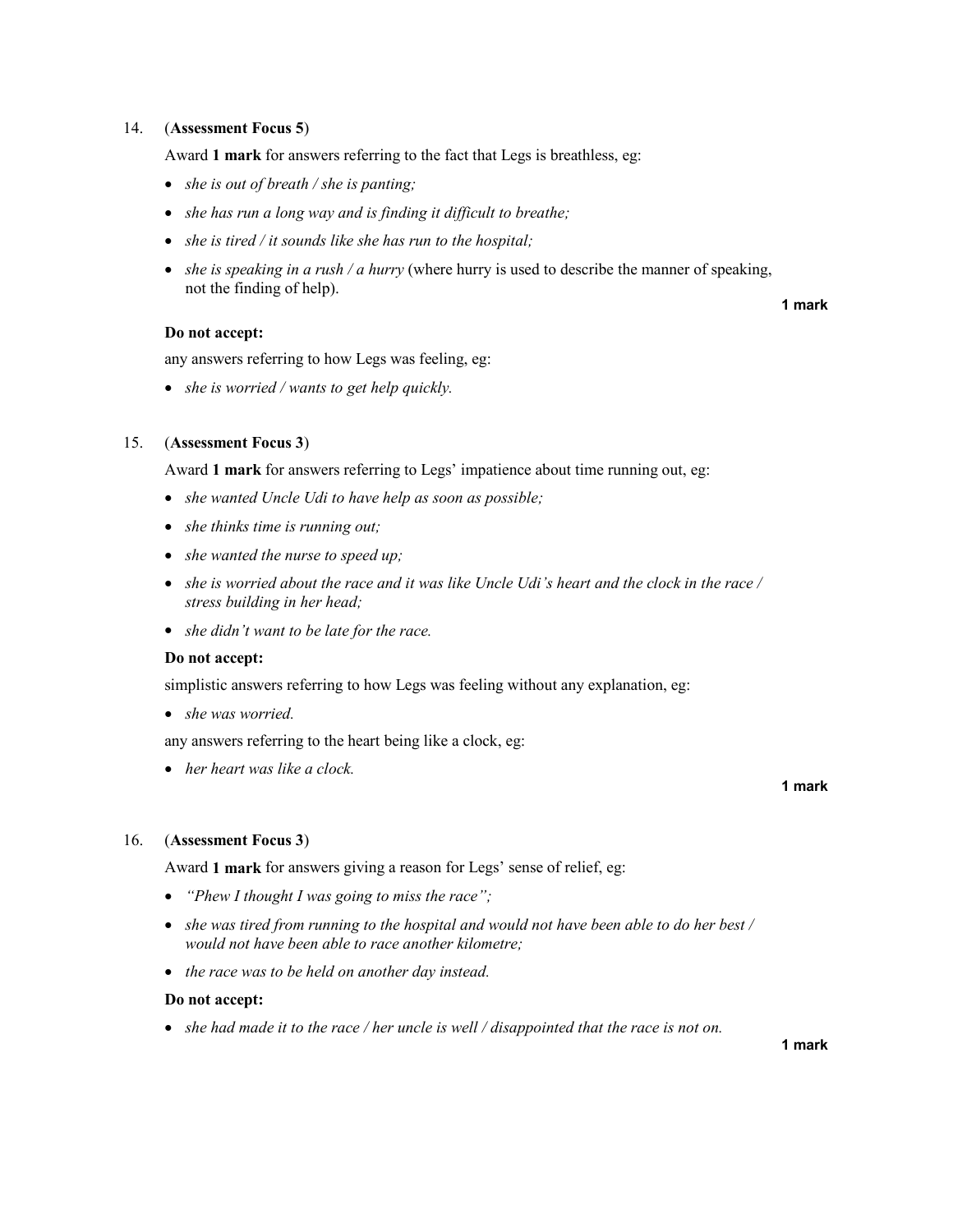14. (**Assessment Focus 5**)

Award **1 mark** for answers referring to the fact that Legs is breathless, eg:

- *she is out of breath / she is panting;*
- *she has run a long way and is finding it difficult to breathe;*
- *she is tired / it sounds like she has run to the hospital;*
- *she is speaking in a rush / a hurry* (where hurry is used to describe the manner of speaking, not the finding of help).

**1 mark**

**Do not accept:**

any answers referring to how Legs was feeling, eg:

- *she is worried / wants to get help quickly.*

15. (**Assessment Focus 3**)

Award **1 mark** for answers referring to Legs' impatience about time running out, eg:

- *she wanted Uncle Udi to have help as soon as possible;*
- *she thinks time is running out;*
- *she wanted the nurse to speed up;*
- *she is worried about the race and it was like Uncle Udi's heart and the clock in the race / stress building in her head;*
- *she didn't want to be late for the race.*

**Do not accept:**

simplistic answers referring to how Legs was feeling without any explanation, eg:

- *she was worried.*

any answers referring to the heart being like a clock, eg:

- *her heart was like a clock.*

**1 mark**

16. (**Assessment Focus 3**)

Award **1 mark** for answers giving a reason for Legs' sense of relief, eg:

- *"Phew I thought I was going to miss the race";*
- *she was tired from running to the hospital and would not have been able to do her best / would not have been able to race another kilometre;*
- *the race was to be held on another day instead.*

**Do not accept:**

- *she had made it to the race / her uncle is well / disappointed that the race is not on.*

**1 mark**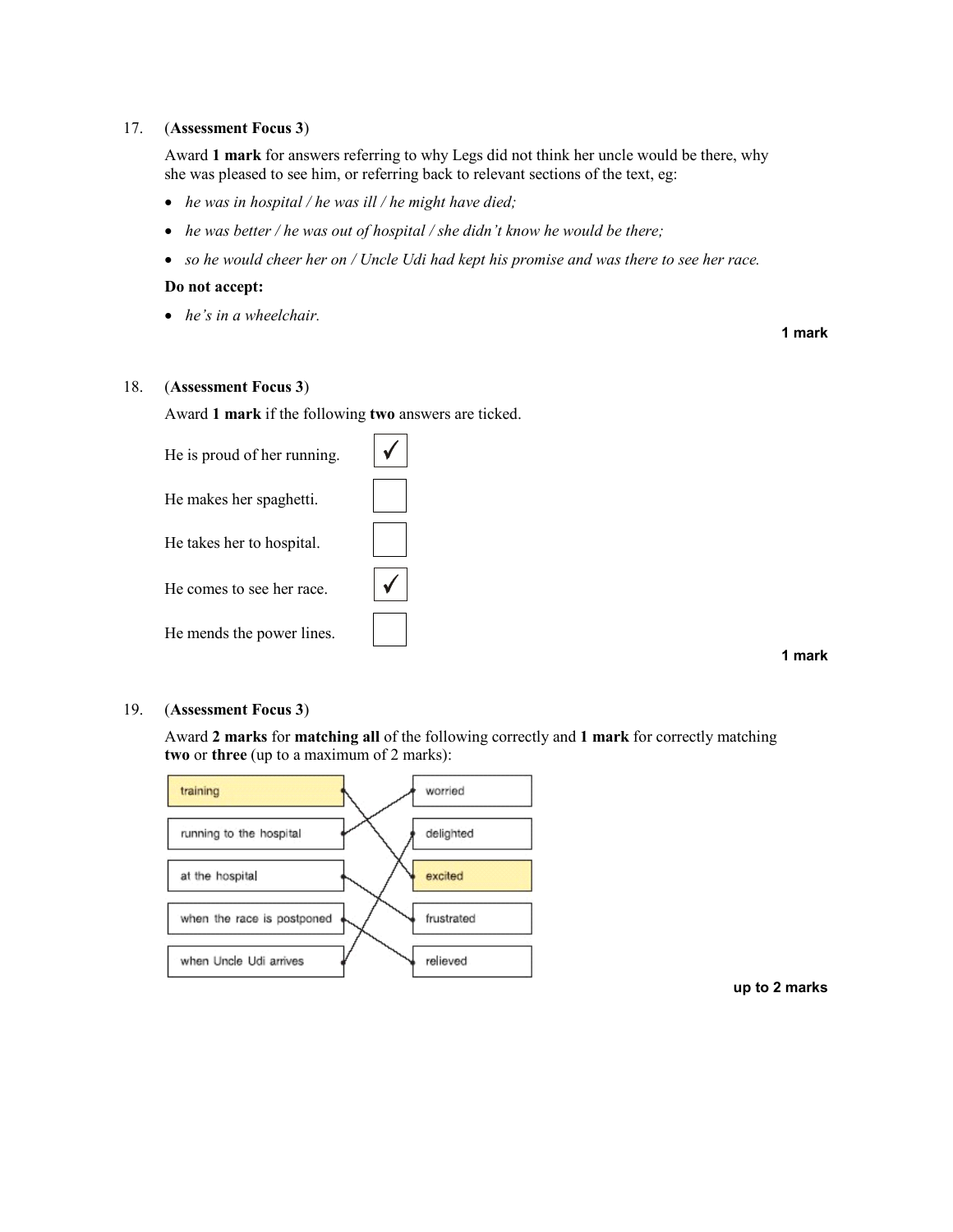17. (**Assessment Focus 3**)

Award **1 mark** for answers referring to why Legs did not think her uncle would be there, why she was pleased to see him, or referring back to relevant sections of the text, eg:

- *he was in hospital / he was ill / he might have died;*
- *he was better / he was out of hospital / she didn't know he would be there;*
- *so he would cheer her on / Uncle Udi had kept his promise and was there to see her race.*

**Do not accept:**

- *he's in a wheelchair.*

**1 mark**

18. (**Assessment Focus 3**)

Award **1 mark** if the following **two** answers are ticked.

| | |
|---|---|
| He is proud of her running. | ✓ |
| He makes her spaghetti. | |
| He takes her to hospital. | |
| He comes to see her race. | ✓ |
| He mends the power lines. | |

**1 mark**

19. (**Assessment Focus 3**)

Award **2 marks** for **matching all** of the following correctly and **1 mark** for correctly matching **two** or **three** (up to a maximum of 2 marks):

| | |
|---|---|
| training | excited |
| running to the hospital | worried |
| at the hospital | frustrated |
| when the race is postponed | relieved |
| when Uncle Udi arrives | delighted |

**up to 2 marks**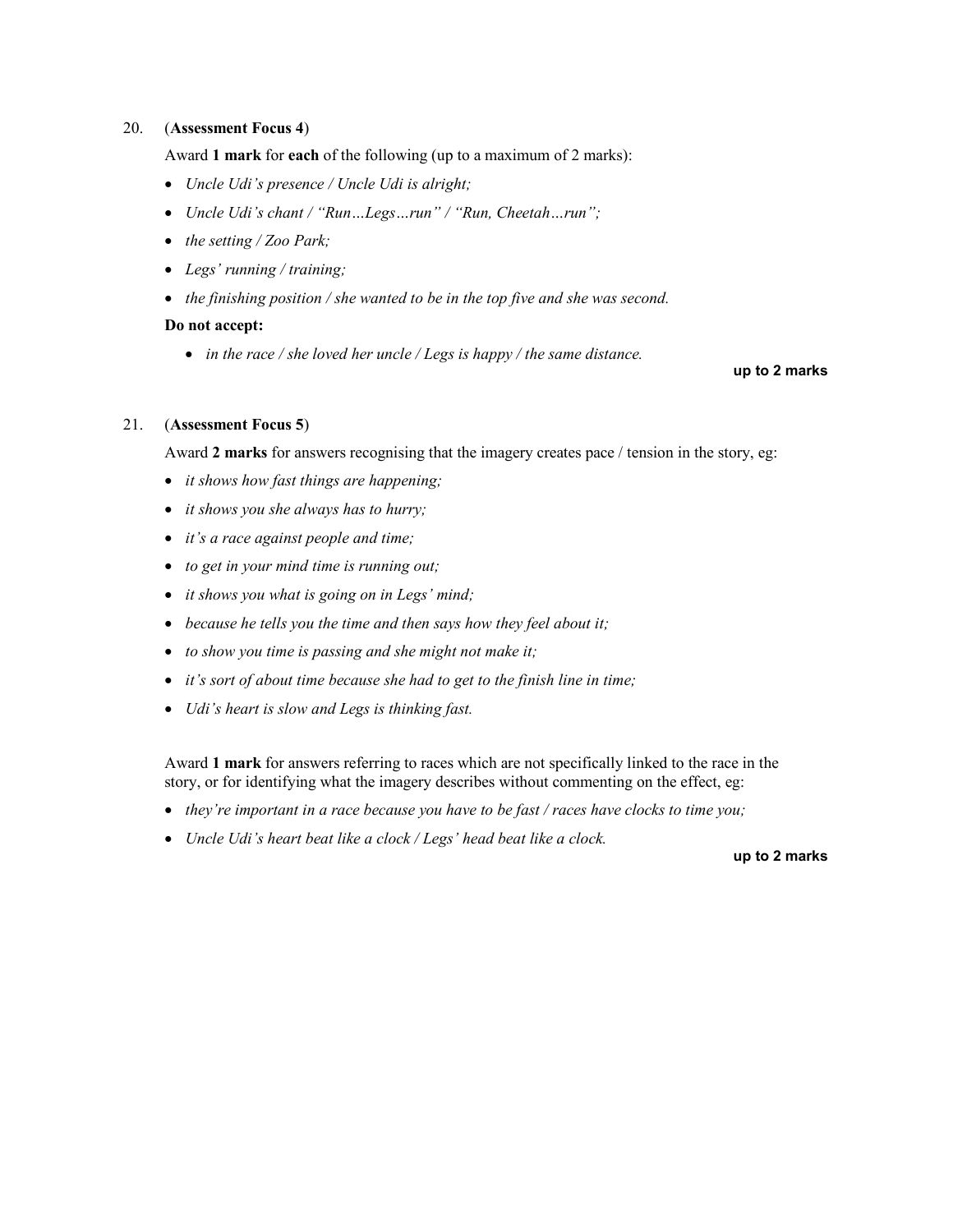20. (**Assessment Focus 4**)

Award **1 mark** for **each** of the following (up to a maximum of 2 marks):

- *Uncle Udi's presence / Uncle Udi is alright;*
- *Uncle Udi's chant / "Run…Legs…run" / "Run, Cheetah…run";*
- *the setting / Zoo Park;*
- *Legs' running / training;*
- *the finishing position / she wanted to be in the top five and she was second.*

**Do not accept:**

- *in the race / she loved her uncle / Legs is happy / the same distance.*

**up to 2 marks**

21. (**Assessment Focus 5**)

Award **2 marks** for answers recognising that the imagery creates pace / tension in the story, eg:

- *it shows how fast things are happening;*
- *it shows you she always has to hurry;*
- *it's a race against people and time;*
- *to get in your mind time is running out;*
- *it shows you what is going on in Legs' mind;*
- *because he tells you the time and then says how they feel about it;*
- *to show you time is passing and she might not make it;*
- *it's sort of about time because she had to get to the finish line in time;*
- *Udi's heart is slow and Legs is thinking fast.*

Award **1 mark** for answers referring to races which are not specifically linked to the race in the story, or for identifying what the imagery describes without commenting on the effect, eg:

- *they're important in a race because you have to be fast / races have clocks to time you;*
- *Uncle Udi's heart beat like a clock / Legs' head beat like a clock.*

**up to 2 marks**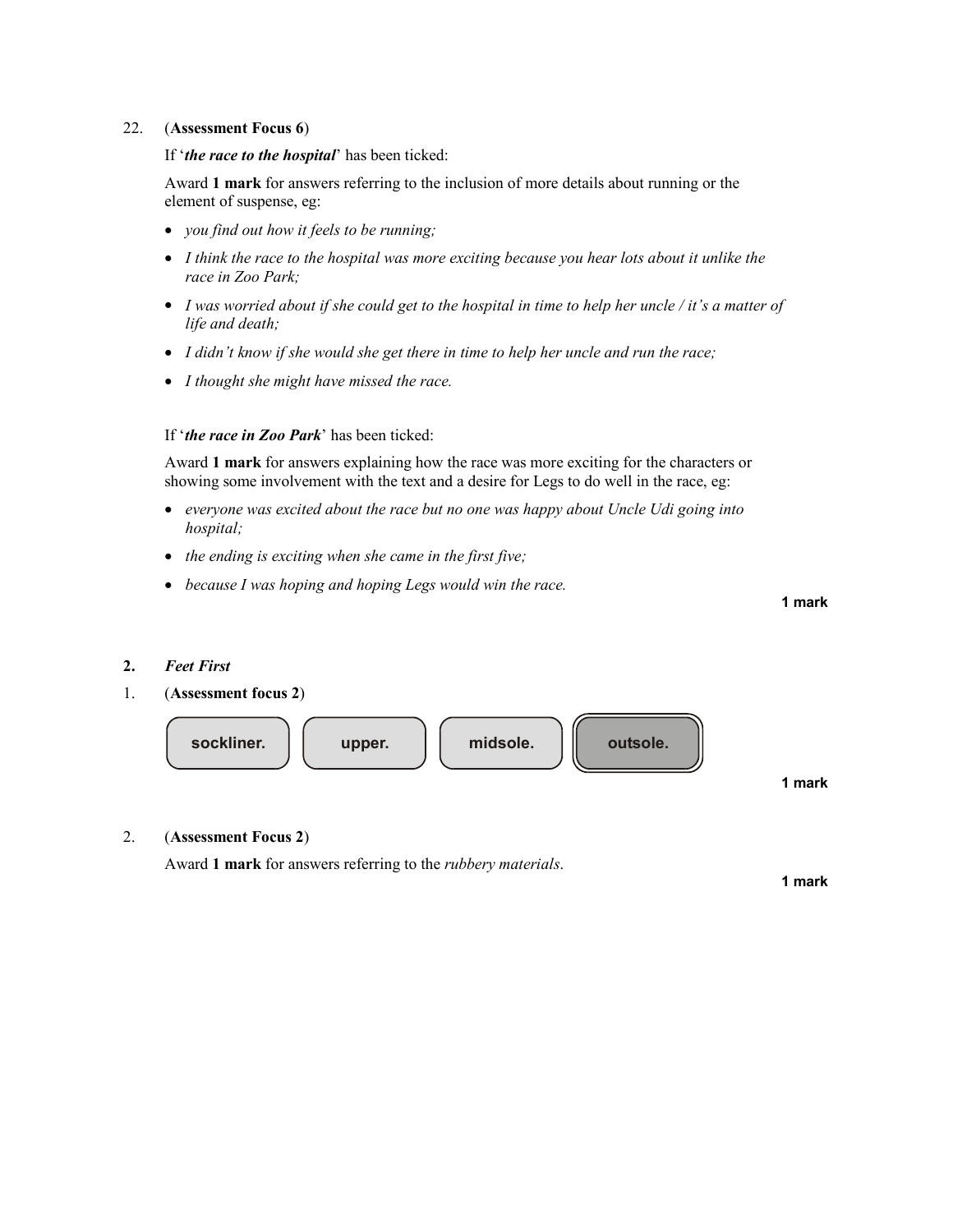22. (**Assessment Focus 6**)

If '***the race to the hospital***' has been ticked:

Award **1 mark** for answers referring to the inclusion of more details about running or the element of suspense, eg:

- *you find out how it feels to be running;*
- *I think the race to the hospital was more exciting because you hear lots about it unlike the race in Zoo Park;*
- *I was worried about if she could get to the hospital in time to help her uncle / it's a matter of life and death;*
- *I didn't know if she would she get there in time to help her uncle and run the race;*
- *I thought she might have missed the race.*

If '***the race in Zoo Park***' has been ticked:

Award **1 mark** for answers explaining how the race was more exciting for the characters or showing some involvement with the text and a desire for Legs to do well in the race, eg:

- *everyone was excited about the race but no one was happy about Uncle Udi going into hospital;*
- *the ending is exciting when she came in the first five;*
- *because I was hoping and hoping Legs would win the race.*

**1 mark**

**2.** ***Feet First***

1. (**Assessment focus 2**)

| sockliner. | upper. | midsole. | **outsole.** |
|---|---|---|---|

**1 mark**

2. (**Assessment Focus 2**)

Award **1 mark** for answers referring to the *rubbery materials*.

**1 mark**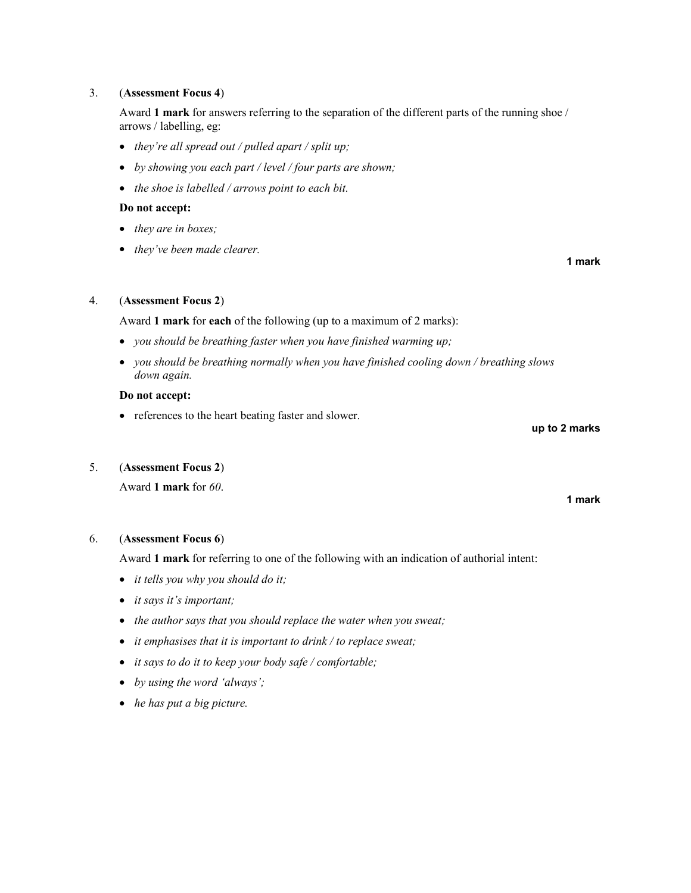3. (**Assessment Focus 4**)

   Award **1 mark** for answers referring to the separation of the different parts of the running shoe / arrows / labelling, eg:

   - *they're all spread out / pulled apart / split up;*
   - *by showing you each part / level / four parts are shown;*
   - *the shoe is labelled / arrows point to each bit.*

   **Do not accept:**

   - *they are in boxes;*
   - *they've been made clearer.*

   **1 mark**

4. (**Assessment Focus 2**)

   Award **1 mark** for **each** of the following (up to a maximum of 2 marks):

   - *you should be breathing faster when you have finished warming up;*
   - *you should be breathing normally when you have finished cooling down / breathing slows down again.*

   **Do not accept:**

   - references to the heart beating faster and slower.

   **up to 2 marks**

5. (**Assessment Focus 2**)

   Award **1 mark** for *60*.

   **1 mark**

6. (**Assessment Focus 6**)

   Award **1 mark** for referring to one of the following with an indication of authorial intent:

   - *it tells you why you should do it;*
   - *it says it's important;*
   - *the author says that you should replace the water when you sweat;*
   - *it emphasises that it is important to drink / to replace sweat;*
   - *it says to do it to keep your body safe / comfortable;*
   - *by using the word 'always';*
   - *he has put a big picture.*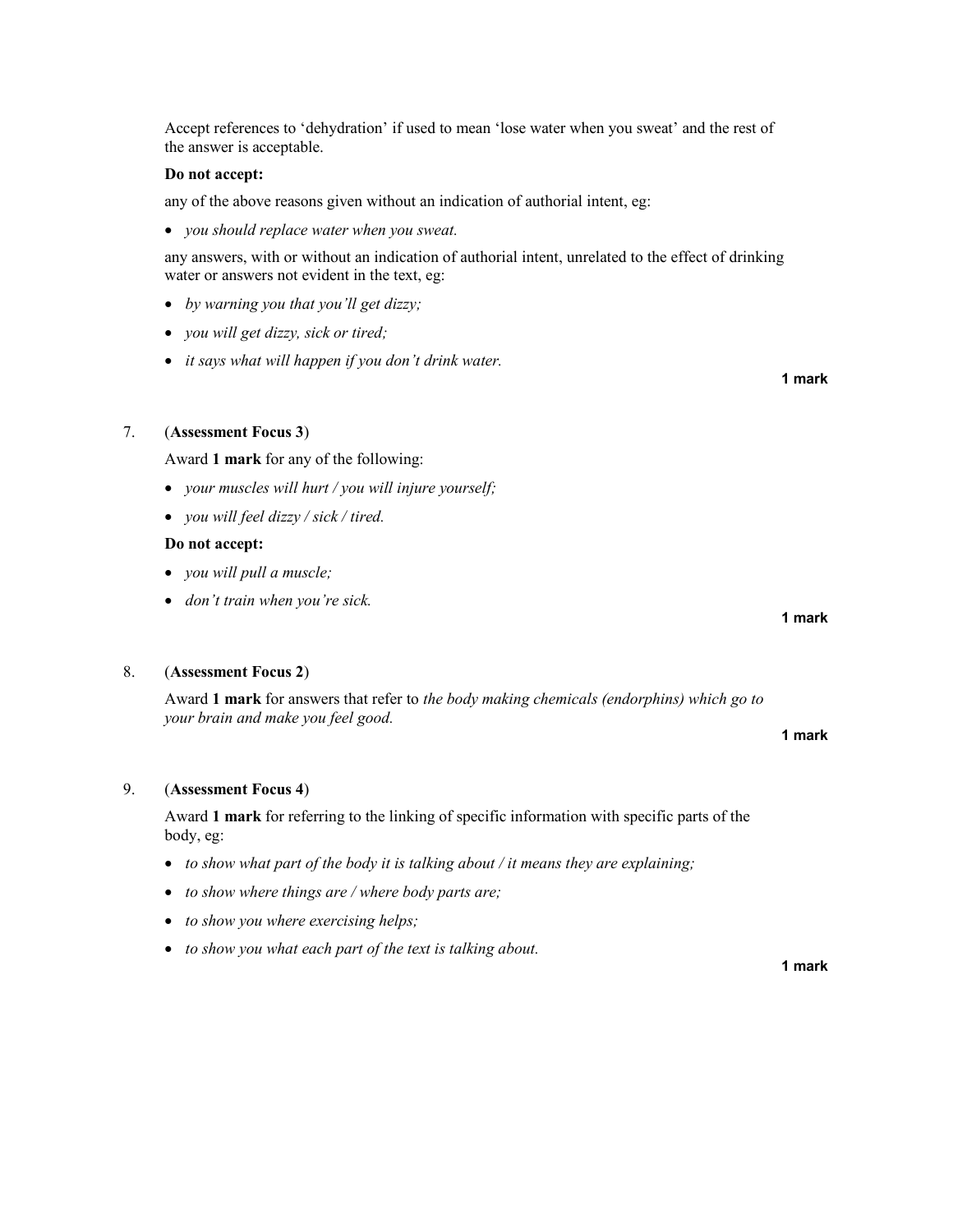Accept references to 'dehydration' if used to mean 'lose water when you sweat' and the rest of the answer is acceptable.

**Do not accept:**

any of the above reasons given without an indication of authorial intent, eg:

- *you should replace water when you sweat.*

any answers, with or without an indication of authorial intent, unrelated to the effect of drinking water or answers not evident in the text, eg:

- *by warning you that you'll get dizzy;*
- *you will get dizzy, sick or tired;*
- *it says what will happen if you don't drink water.*

**1 mark**

7. (**Assessment Focus 3**)

Award **1 mark** for any of the following:

- *your muscles will hurt / you will injure yourself;*
- *you will feel dizzy / sick / tired.*

**Do not accept:**

- *you will pull a muscle;*
- *don't train when you're sick.*

**1 mark**

8. (**Assessment Focus 2**)

Award **1 mark** for answers that refer to *the body making chemicals (endorphins) which go to your brain and make you feel good.*

**1 mark**

9. (**Assessment Focus 4**)

Award **1 mark** for referring to the linking of specific information with specific parts of the body, eg:

- *to show what part of the body it is talking about / it means they are explaining;*
- *to show where things are / where body parts are;*
- *to show you where exercising helps;*
- *to show you what each part of the text is talking about.*

**1 mark**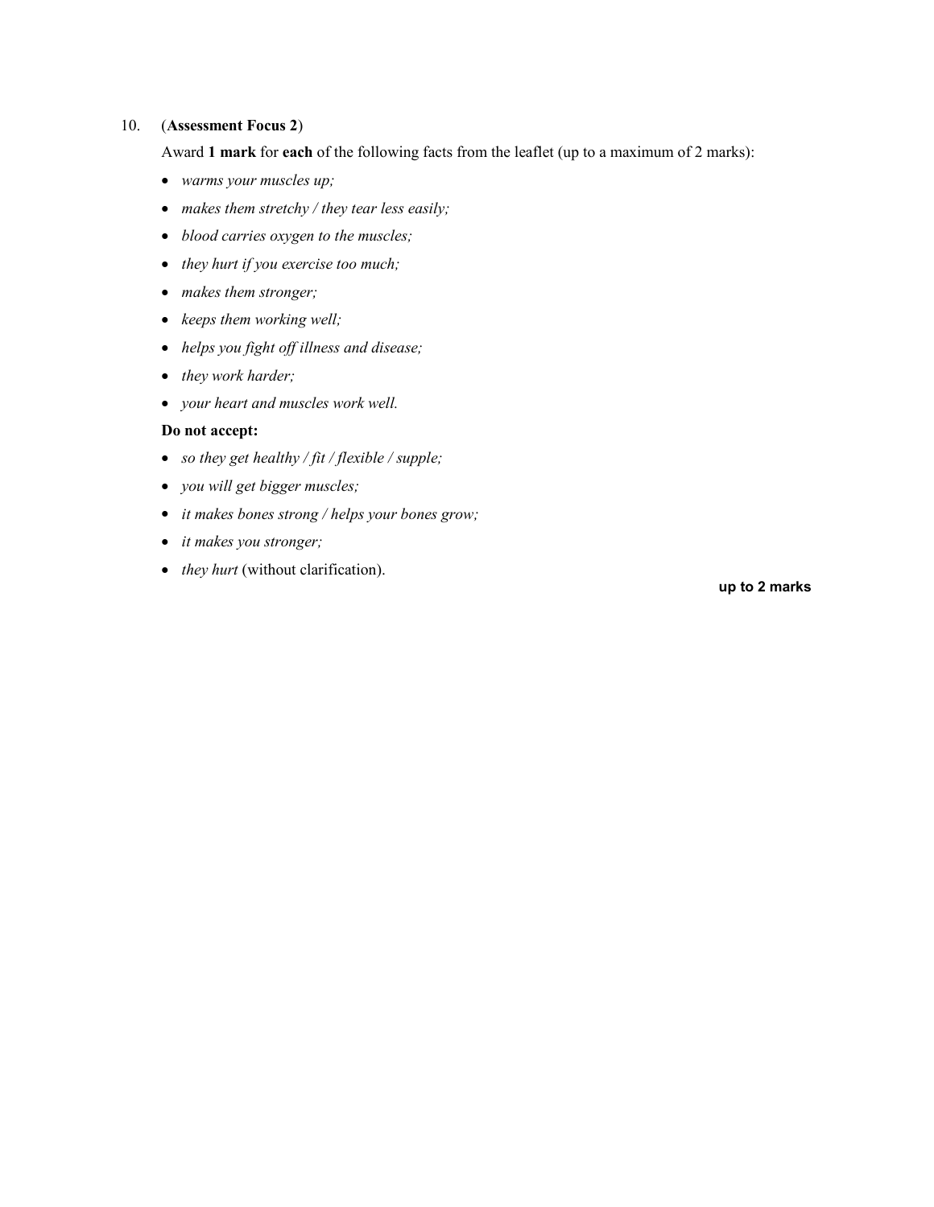10. (**Assessment Focus 2**)

Award **1 mark** for **each** of the following facts from the leaflet (up to a maximum of 2 marks):

- *warms your muscles up;*
- *makes them stretchy / they tear less easily;*
- *blood carries oxygen to the muscles;*
- *they hurt if you exercise too much;*
- *makes them stronger;*
- *keeps them working well;*
- *helps you fight off illness and disease;*
- *they work harder;*
- *your heart and muscles work well.*

**Do not accept:**

- *so they get healthy / fit / flexible / supple;*
- *you will get bigger muscles;*
- *it makes bones strong / helps your bones grow;*
- *it makes you stronger;*
- *they hurt* (without clarification).

**up to 2 marks**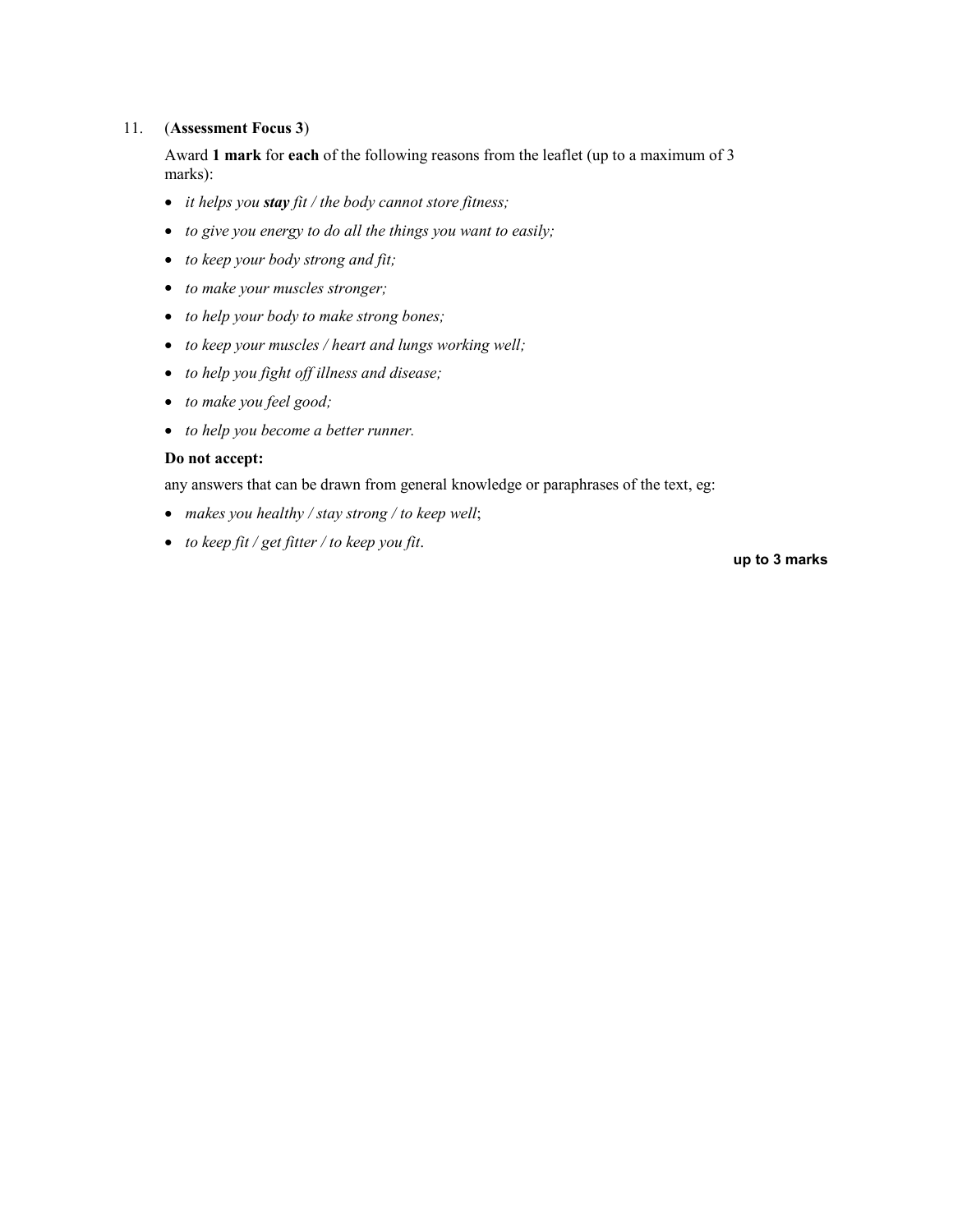11. (**Assessment Focus 3**)

Award **1 mark** for **each** of the following reasons from the leaflet (up to a maximum of 3 marks):

- *it helps you **stay** fit / the body cannot store fitness;*
- *to give you energy to do all the things you want to easily;*
- *to keep your body strong and fit;*
- *to make your muscles stronger;*
- *to help your body to make strong bones;*
- *to keep your muscles / heart and lungs working well;*
- *to help you fight off illness and disease;*
- *to make you feel good;*
- *to help you become a better runner.*

**Do not accept:**

any answers that can be drawn from general knowledge or paraphrases of the text, eg:

- *makes you healthy / stay strong / to keep well*;
- *to keep fit / get fitter / to keep you fit*.

**up to 3 marks**